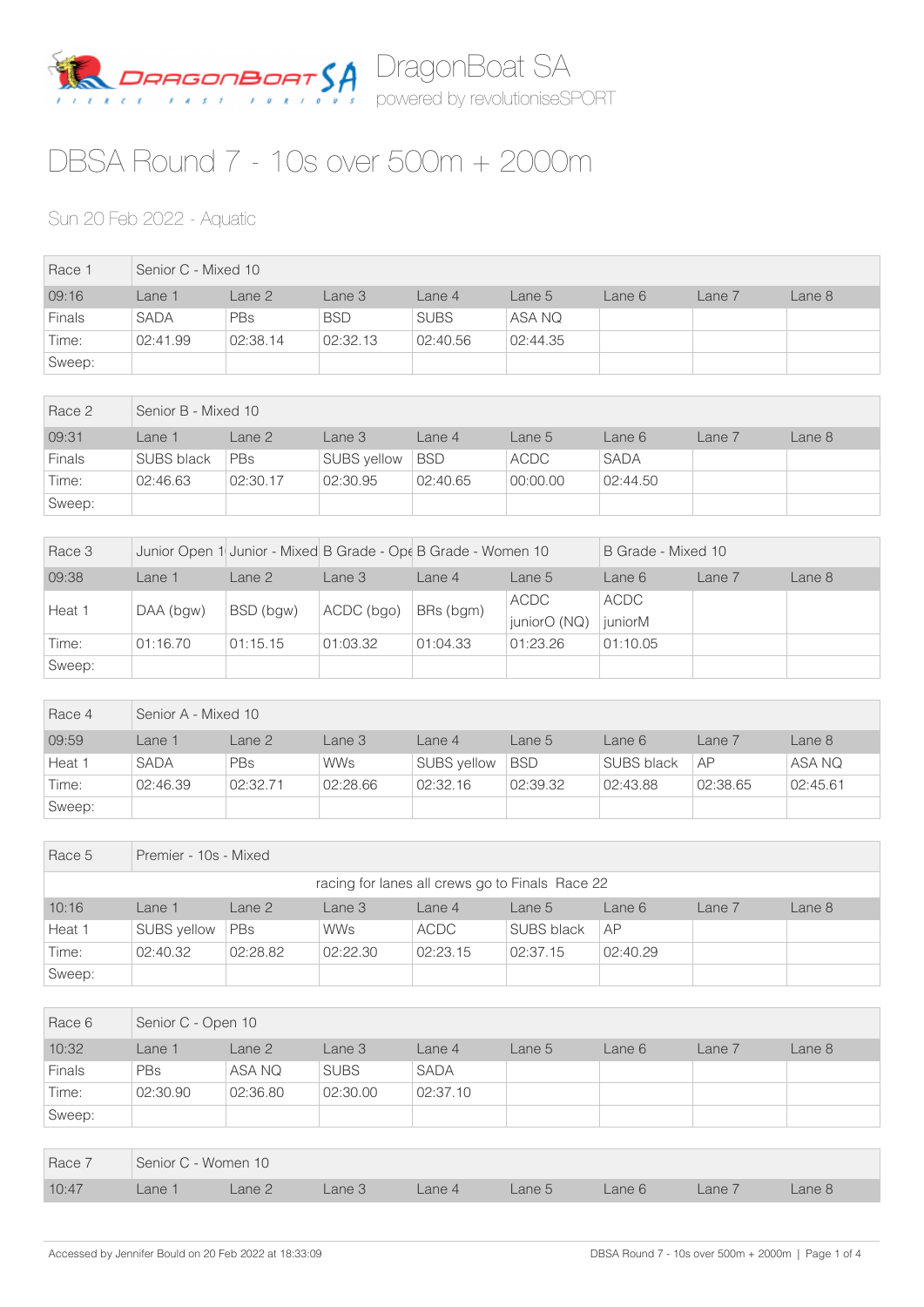# DragonBoat SA

powered by revolutioniseSPORT

# DBSA Round 7 - 10s over 500m + 2000m

Sun 20 Feb 2022 - Aquatic

| Race 1 | Senior C - Mixed 10 | | | | | | | |
|---|---|---|---|---|---|---|---|---|
| 09:16 | Lane 1 | Lane 2 | Lane 3 | Lane 4 | Lane 5 | Lane 6 | Lane 7 | Lane 8 |
| Finals | SADA | PBs | BSD | SUBS | ASA NQ | | | |
| Time: | 02:41.99 | 02:38.14 | 02:32.13 | 02:40.56 | 02:44.35 | | | |
| Sweep: | | | | | | | | |

| Race 2 | Senior B - Mixed 10 | | | | | | | |
|---|---|---|---|---|---|---|---|---|
| 09:31 | Lane 1 | Lane 2 | Lane 3 | Lane 4 | Lane 5 | Lane 6 | Lane 7 | Lane 8 |
| Finals | SUBS black | PBs | SUBS yellow | BSD | ACDC | SADA | | |
| Time: | 02:46.63 | 02:30.17 | 02:30.95 | 02:40.65 | 00:00.00 | 02:44.50 | | |
| Sweep: | | | | | | | | |

| Race 3 | Junior Open 1 | Junior - Mixed | B Grade - Ope | B Grade - Women 10 | | B Grade - Mixed 10 | | |
|---|---|---|---|---|---|---|---|---|
| 09:38 | Lane 1 | Lane 2 | Lane 3 | Lane 4 | Lane 5 | Lane 6 | Lane 7 | Lane 8 |
| Heat 1 | DAA (bgw) | BSD (bgw) | ACDC (bgo) | BRs (bgm) | ACDC juniorO (NQ) | ACDC juniorM | | |
| Time: | 01:16.70 | 01:15.15 | 01:03.32 | 01:04.33 | 01:23.26 | 01:10.05 | | |
| Sweep: | | | | | | | | |

| Race 4 | Senior A - Mixed 10 | | | | | | | |
|---|---|---|---|---|---|---|---|---|
| 09:59 | Lane 1 | Lane 2 | Lane 3 | Lane 4 | Lane 5 | Lane 6 | Lane 7 | Lane 8 |
| Heat 1 | SADA | PBs | WWs | SUBS yellow | BSD | SUBS black | AP | ASA NQ |
| Time: | 02:46.39 | 02:32.71 | 02:28.66 | 02:32.16 | 02:39.32 | 02:43.88 | 02:38.65 | 02:45.61 |
| Sweep: | | | | | | | | |

| Race 5 | Premier - 10s - Mixed | | | | | | | |
|---|---|---|---|---|---|---|---|---|
| racing for lanes all crews go to Finals Race 22 | | | | | | | | |
| 10:16 | Lane 1 | Lane 2 | Lane 3 | Lane 4 | Lane 5 | Lane 6 | Lane 7 | Lane 8 |
| Heat 1 | SUBS yellow | PBs | WWs | ACDC | SUBS black | AP | | |
| Time: | 02:40.32 | 02:28.82 | 02:22.30 | 02:23.15 | 02:37.15 | 02:40.29 | | |
| Sweep: | | | | | | | | |

| Race 6 | Senior C - Open 10 | | | | | | | |
|---|---|---|---|---|---|---|---|---|
| 10:32 | Lane 1 | Lane 2 | Lane 3 | Lane 4 | Lane 5 | Lane 6 | Lane 7 | Lane 8 |
| Finals | PBs | ASA NQ | SUBS | SADA | | | | |
| Time: | 02:30.90 | 02:36.80 | 02:30.00 | 02:37.10 | | | | |
| Sweep: | | | | | | | | |

| Race 7 | Senior C - Women 10 | | | | | | | |
|---|---|---|---|---|---|---|---|---|
| 10:47 | Lane 1 | Lane 2 | Lane 3 | Lane 4 | Lane 5 | Lane 6 | Lane 7 | Lane 8 |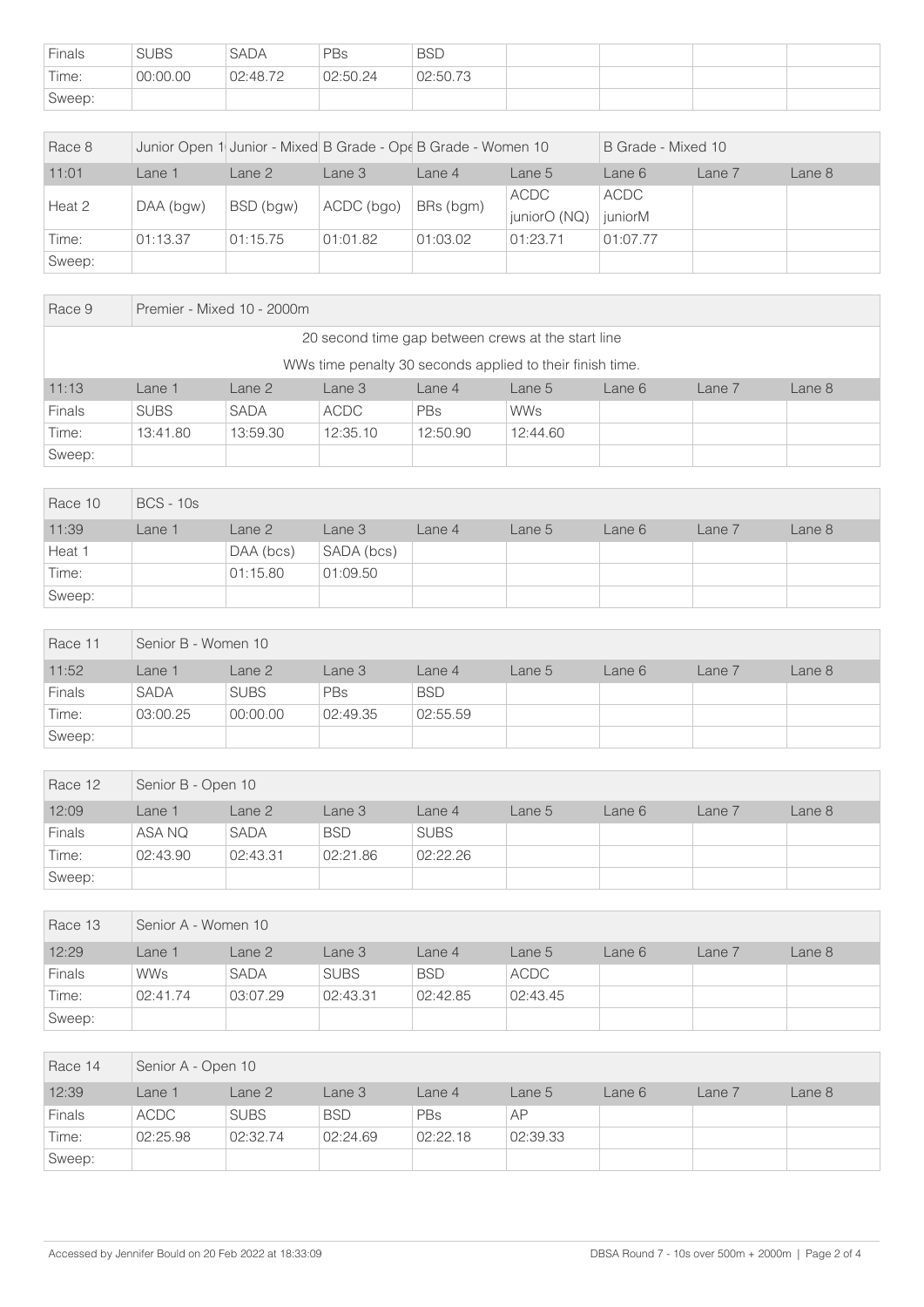| Finals | SUBS | SADA | PBs | BSD | | | | |
|---|---|---|---|---|---|---|---|---|
| Time: | 00:00.00 | 02:48.72 | 02:50.24 | 02:50.73 | | | | |
| Sweep: | | | | | | | | |

| Race 8 | Junior Open 1 | Junior - Mixed | B Grade - Ope | B Grade - Women 10 | | B Grade - Mixed 10 | | |
|---|---|---|---|---|---|---|---|---|
| 11:01 | Lane 1 | Lane 2 | Lane 3 | Lane 4 | Lane 5 | Lane 6 | Lane 7 | Lane 8 |
| Heat 2 | DAA (bgw) | BSD (bgw) | ACDC (bgo) | BRs (bgm) | ACDC juniorO (NQ) | ACDC juniorM | | |
| Time: | 01:13.37 | 01:15.75 | 01:01.82 | 01:03.02 | 01:23.71 | 01:07.77 | | |
| Sweep: | | | | | | | | |

| Race 9 | Premier - Mixed 10 - 2000m | | | | | | | |
|---|---|---|---|---|---|---|---|---|
| 20 second time gap between crews at the start line | | | | | | | | |
| WWs time penalty 30 seconds applied to their finish time. | | | | | | | | |
| 11:13 | Lane 1 | Lane 2 | Lane 3 | Lane 4 | Lane 5 | Lane 6 | Lane 7 | Lane 8 |
| Finals | SUBS | SADA | ACDC | PBs | WWs | | | |
| Time: | 13:41.80 | 13:59.30 | 12:35.10 | 12:50.90 | 12:44.60 | | | |
| Sweep: | | | | | | | | |

| Race 10 | BCS - 10s | | | | | | | |
|---|---|---|---|---|---|---|---|---|
| 11:39 | Lane 1 | Lane 2 | Lane 3 | Lane 4 | Lane 5 | Lane 6 | Lane 7 | Lane 8 |
| Heat 1 | | DAA (bcs) | SADA (bcs) | | | | | |
| Time: | | 01:15.80 | 01:09.50 | | | | | |
| Sweep: | | | | | | | | |

| Race 11 | Senior B - Women 10 | | | | | | | |
|---|---|---|---|---|---|---|---|---|
| 11:52 | Lane 1 | Lane 2 | Lane 3 | Lane 4 | Lane 5 | Lane 6 | Lane 7 | Lane 8 |
| Finals | SADA | SUBS | PBs | BSD | | | | |
| Time: | 03:00.25 | 00:00.00 | 02:49.35 | 02:55.59 | | | | |
| Sweep: | | | | | | | | |

| Race 12 | Senior B - Open 10 | | | | | | | |
|---|---|---|---|---|---|---|---|---|
| 12:09 | Lane 1 | Lane 2 | Lane 3 | Lane 4 | Lane 5 | Lane 6 | Lane 7 | Lane 8 |
| Finals | ASA NQ | SADA | BSD | SUBS | | | | |
| Time: | 02:43.90 | 02:43.31 | 02:21.86 | 02:22.26 | | | | |
| Sweep: | | | | | | | | |

| Race 13 | Senior A - Women 10 | | | | | | | |
|---|---|---|---|---|---|---|---|---|
| 12:29 | Lane 1 | Lane 2 | Lane 3 | Lane 4 | Lane 5 | Lane 6 | Lane 7 | Lane 8 |
| Finals | WWs | SADA | SUBS | BSD | ACDC | | | |
| Time: | 02:41.74 | 03:07.29 | 02:43.31 | 02:42.85 | 02:43.45 | | | |
| Sweep: | | | | | | | | |

| Race 14 | Senior A - Open 10 | | | | | | | |
|---|---|---|---|---|---|---|---|---|
| 12:39 | Lane 1 | Lane 2 | Lane 3 | Lane 4 | Lane 5 | Lane 6 | Lane 7 | Lane 8 |
| Finals | ACDC | SUBS | BSD | PBs | AP | | | |
| Time: | 02:25.98 | 02:32.74 | 02:24.69 | 02:22.18 | 02:39.33 | | | |
| Sweep: | | | | | | | | |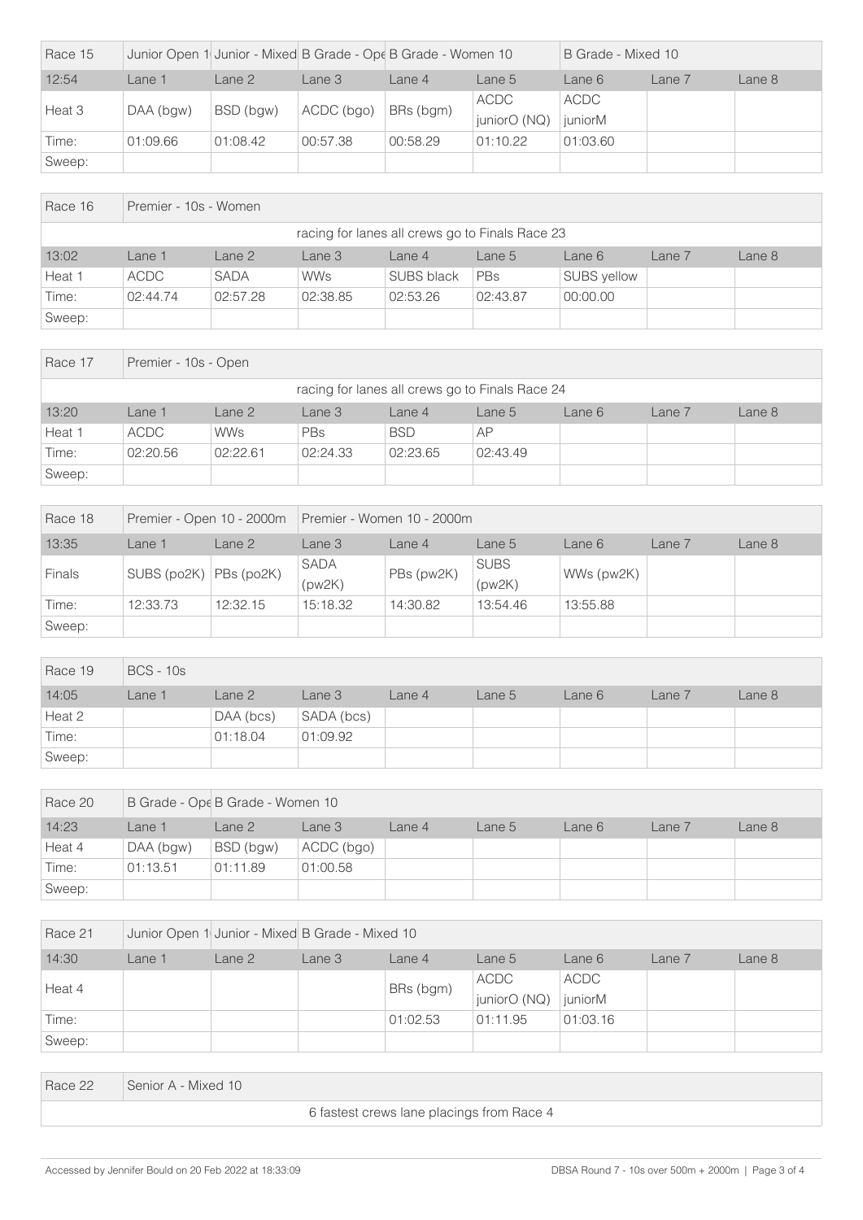| Race 15 | Junior Open 1 | Junior - Mixed | B Grade - Ope | B Grade - Women 10 | | B Grade - Mixed 10 | | |
|---|---|---|---|---|---|---|---|---|
| 12:54 | Lane 1 | Lane 2 | Lane 3 | Lane 4 | Lane 5 | Lane 6 | Lane 7 | Lane 8 |
| Heat 3 | DAA (bgw) | BSD (bgw) | ACDC (bgo) | BRs (bgm) | ACDC juniorO (NQ) | ACDC juniorM | | |
| Time: | 01:09.66 | 01:08.42 | 00:57.38 | 00:58.29 | 01:10.22 | 01:03.60 | | |
| Sweep: | | | | | | | | |

| Race 16 | Premier - 10s - Women | | | | | | | |
|---|---|---|---|---|---|---|---|---|
| racing for lanes all crews go to Finals Race 23 | | | | | | | | |
| 13:02 | Lane 1 | Lane 2 | Lane 3 | Lane 4 | Lane 5 | Lane 6 | Lane 7 | Lane 8 |
| Heat 1 | ACDC | SADA | WWs | SUBS black | PBs | SUBS yellow | | |
| Time: | 02:44.74 | 02:57.28 | 02:38.85 | 02:53.26 | 02:43.87 | 00:00.00 | | |
| Sweep: | | | | | | | | |

| Race 17 | Premier - 10s - Open | | | | | | | |
|---|---|---|---|---|---|---|---|---|
| racing for lanes all crews go to Finals Race 24 | | | | | | | | |
| 13:20 | Lane 1 | Lane 2 | Lane 3 | Lane 4 | Lane 5 | Lane 6 | Lane 7 | Lane 8 |
| Heat 1 | ACDC | WWs | PBs | BSD | AP | | | |
| Time: | 02:20.56 | 02:22.61 | 02:24.33 | 02:23.65 | 02:43.49 | | | |
| Sweep: | | | | | | | | |

| Race 18 | Premier - Open 10 - 2000m | | Premier - Women 10 - 2000m | | | | | |
|---|---|---|---|---|---|---|---|---|
| 13:35 | Lane 1 | Lane 2 | Lane 3 | Lane 4 | Lane 5 | Lane 6 | Lane 7 | Lane 8 |
| Finals | SUBS (po2K) | PBs (po2K) | SADA (pw2K) | PBs (pw2K) | SUBS (pw2K) | WWs (pw2K) | | |
| Time: | 12:33.73 | 12:32.15 | 15:18.32 | 14:30.82 | 13:54.46 | 13:55.88 | | |
| Sweep: | | | | | | | | |

| Race 19 | BCS - 10s | | | | | | | |
|---|---|---|---|---|---|---|---|---|
| 14:05 | Lane 1 | Lane 2 | Lane 3 | Lane 4 | Lane 5 | Lane 6 | Lane 7 | Lane 8 |
| Heat 2 | | DAA (bcs) | SADA (bcs) | | | | | |
| Time: | | 01:18.04 | 01:09.92 | | | | | |
| Sweep: | | | | | | | | |

| Race 20 | B Grade - Ope | B Grade - Women 10 | | | | | | |
|---|---|---|---|---|---|---|---|---|
| 14:23 | Lane 1 | Lane 2 | Lane 3 | Lane 4 | Lane 5 | Lane 6 | Lane 7 | Lane 8 |
| Heat 4 | DAA (bgw) | BSD (bgw) | ACDC (bgo) | | | | | |
| Time: | 01:13.51 | 01:11.89 | 01:00.58 | | | | | |
| Sweep: | | | | | | | | |

| Race 21 | Junior Open 1 | Junior - Mixed | B Grade - Mixed 10 | | | | | |
|---|---|---|---|---|---|---|---|---|
| 14:30 | Lane 1 | Lane 2 | Lane 3 | Lane 4 | Lane 5 | Lane 6 | Lane 7 | Lane 8 |
| Heat 4 | | | | BRs (bgm) | ACDC juniorO (NQ) | ACDC juniorM | | |
| Time: | | | | 01:02.53 | 01:11.95 | 01:03.16 | | |
| Sweep: | | | | | | | | |

| Race 22 | Senior A - Mixed 10 |
|---|---|
| 6 fastest crews lane placings from Race 4 | |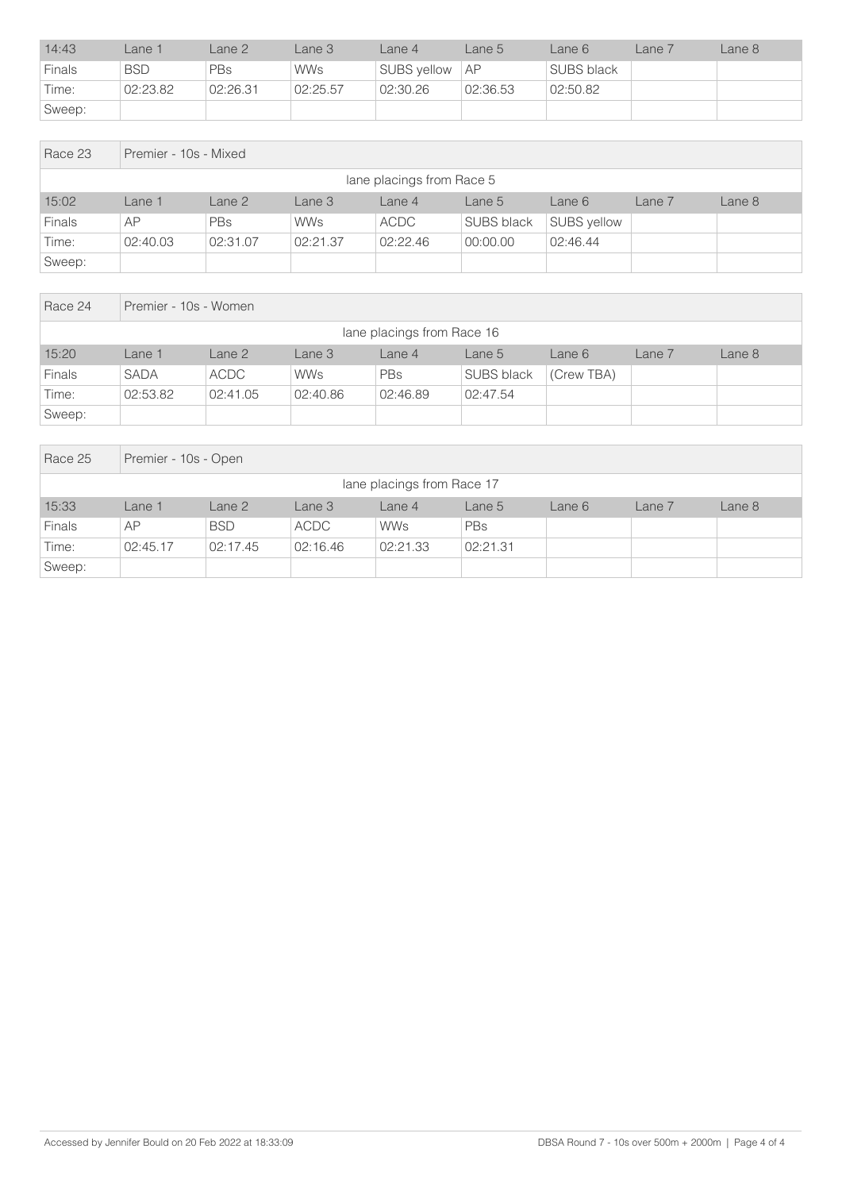| 14:43 | Lane 1 | Lane 2 | Lane 3 | Lane 4 | Lane 5 | Lane 6 | Lane 7 | Lane 8 |
|---|---|---|---|---|---|---|---|---|
| Finals | BSD | PBs | WWs | SUBS yellow | AP | SUBS black | | |
| Time: | 02:23.82 | 02:26.31 | 02:25.57 | 02:30.26 | 02:36.53 | 02:50.82 | | |
| Sweep: | | | | | | | | |

| Race 23 | Premier - 10s - Mixed | | | | | | | |
|---|---|---|---|---|---|---|---|---|
| lane placings from Race 5 | | | | | | | | |
| 15:02 | Lane 1 | Lane 2 | Lane 3 | Lane 4 | Lane 5 | Lane 6 | Lane 7 | Lane 8 |
| Finals | AP | PBs | WWs | ACDC | SUBS black | SUBS yellow | | |
| Time: | 02:40.03 | 02:31.07 | 02:21.37 | 02:22.46 | 00:00.00 | 02:46.44 | | |
| Sweep: | | | | | | | | |

| Race 24 | Premier - 10s - Women | | | | | | | |
|---|---|---|---|---|---|---|---|---|
| lane placings from Race 16 | | | | | | | | |
| 15:20 | Lane 1 | Lane 2 | Lane 3 | Lane 4 | Lane 5 | Lane 6 | Lane 7 | Lane 8 |
| Finals | SADA | ACDC | WWs | PBs | SUBS black | (Crew TBA) | | |
| Time: | 02:53.82 | 02:41.05 | 02:40.86 | 02:46.89 | 02:47.54 | | | |
| Sweep: | | | | | | | | |

| Race 25 | Premier - 10s - Open | | | | | | | |
|---|---|---|---|---|---|---|---|---|
| lane placings from Race 17 | | | | | | | | |
| 15:33 | Lane 1 | Lane 2 | Lane 3 | Lane 4 | Lane 5 | Lane 6 | Lane 7 | Lane 8 |
| Finals | AP | BSD | ACDC | WWs | PBs | | | |
| Time: | 02:45.17 | 02:17.45 | 02:16.46 | 02:21.33 | 02:21.31 | | | |
| Sweep: | | | | | | | | |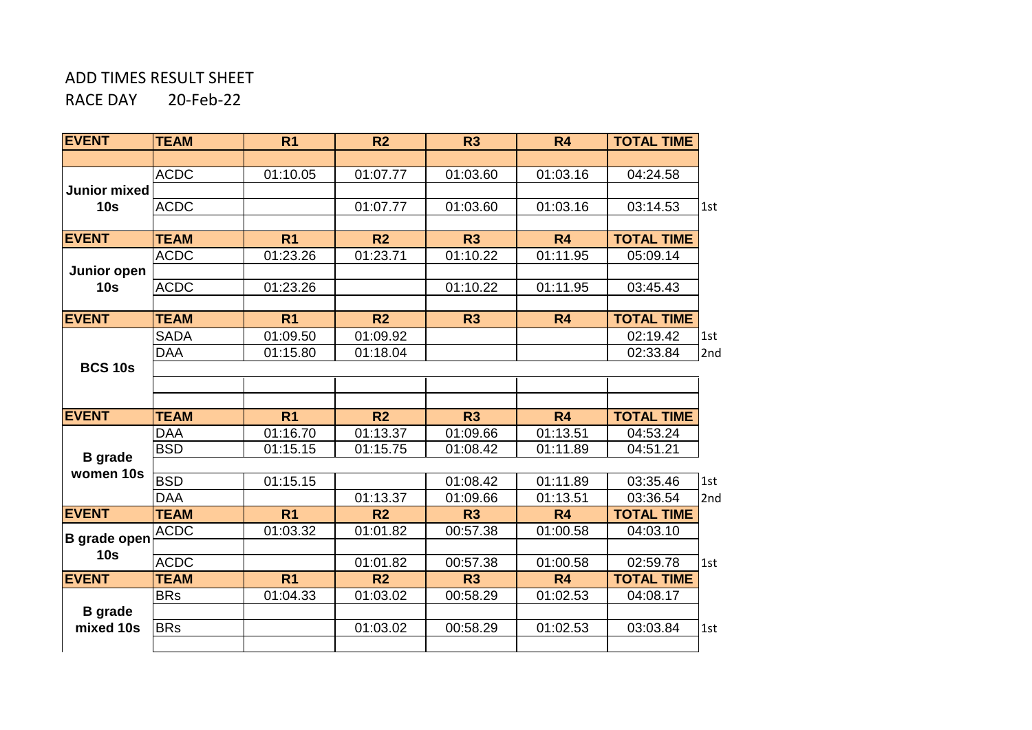ADD TIMES RESULT SHEET

RACE DAY 20-Feb-22

| EVENT | TEAM | R1 | R2 | R3 | R4 | TOTAL TIME | |
|---|---|---|---|---|---|---|---|
| | | | | | | | |
| Junior mixed 10s | ACDC | 01:10.05 | 01:07.77 | 01:03.60 | 01:03.16 | 04:24.58 | |
| | | | | | | | |
| | ACDC | | 01:07.77 | 01:03.60 | 01:03.16 | 03:14.53 | 1st |
| | | | | | | | |
| EVENT | TEAM | R1 | R2 | R3 | R4 | TOTAL TIME | |
| Junior open 10s | ACDC | 01:23.26 | 01:23.71 | 01:10.22 | 01:11.95 | 05:09.14 | |
| | | | | | | | |
| | ACDC | 01:23.26 | | 01:10.22 | 01:11.95 | 03:45.43 | |
| | | | | | | | |
| EVENT | TEAM | R1 | R2 | R3 | R4 | TOTAL TIME | |
| BCS 10s | SADA | 01:09.50 | 01:09.92 | | | 02:19.42 | 1st |
| | DAA | 01:15.80 | 01:18.04 | | | 02:33.84 | 2nd |
| | | | | | | | |
| | | | | | | | |
| | | | | | | | |
| EVENT | TEAM | R1 | R2 | R3 | R4 | TOTAL TIME | |
| B grade women 10s | DAA | 01:16.70 | 01:13.37 | 01:09.66 | 01:13.51 | 04:53.24 | |
| | BSD | 01:15.15 | 01:15.75 | 01:08.42 | 01:11.89 | 04:51.21 | |
| | BSD | 01:15.15 | | 01:08.42 | 01:11.89 | 03:35.46 | 1st |
| | DAA | | 01:13.37 | 01:09.66 | 01:13.51 | 03:36.54 | 2nd |
| EVENT | TEAM | R1 | R2 | R3 | R4 | TOTAL TIME | |
| B grade open 10s | ACDC | 01:03.32 | 01:01.82 | 00:57.38 | 01:00.58 | 04:03.10 | |
| | | | | | | | |
| | ACDC | | 01:01.82 | 00:57.38 | 01:00.58 | 02:59.78 | 1st |
| EVENT | TEAM | R1 | R2 | R3 | R4 | TOTAL TIME | |
| B grade mixed 10s | BRs | 01:04.33 | 01:03.02 | 00:58.29 | 01:02.53 | 04:08.17 | |
| | | | | | | | |
| | BRs | | 01:03.02 | 00:58.29 | 01:02.53 | 03:03.84 | 1st |
| | | | | | | | |